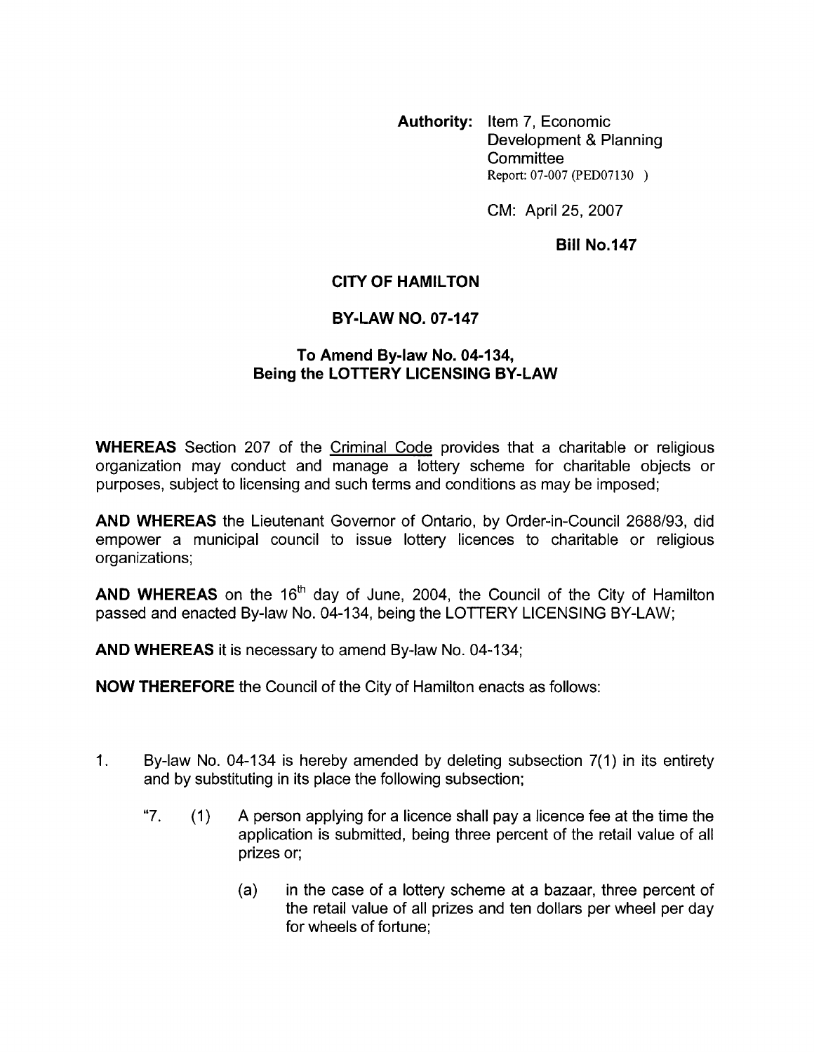**Authority:** Item 7, Economic Development & Planning Committee
Report: 07-007 (PED07130 )

CM: April 25, 2007

**Bill No.147**

**CITY OF HAMILTON**

**BY-LAW NO. 07-147**

**To Amend By-law No. 04-134, Being the LOTTERY LICENSING BY-LAW**

**WHEREAS** Section 207 of the Criminal Code provides that a charitable or religious organization may conduct and manage a lottery scheme for charitable objects or purposes, subject to licensing and such terms and conditions as may be imposed;

**AND WHEREAS** the Lieutenant Governor of Ontario, by Order-in-Council 2688/93, did empower a municipal council to issue lottery licences to charitable or religious organizations;

**AND WHEREAS** on the 16th day of June, 2004, the Council of the City of Hamilton passed and enacted By-law No. 04-134, being the LOTTERY LICENSING BY-LAW;

**AND WHEREAS** it is necessary to amend By-law No. 04-134;

**NOW THEREFORE** the Council of the City of Hamilton enacts as follows:

1. By-law No. 04-134 is hereby amended by deleting subsection 7(1) in its entirety and by substituting in its place the following subsection;

   "7. (1) A person applying for a licence shall pay a licence fee at the time the application is submitted, being three percent of the retail value of all prizes or;

   (a) in the case of a lottery scheme at a bazaar, three percent of the retail value of all prizes and ten dollars per wheel per day for wheels of fortune;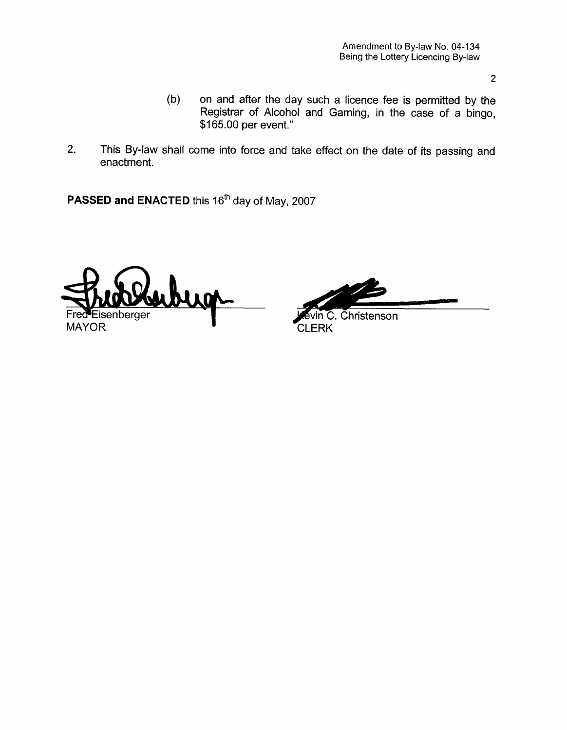(b) on and after the day such a licence fee is permitted by the Registrar of Alcohol and Gaming, in the case of a bingo, $165.00 per event."

2. This By-law shall come into force and take effect on the date of its passing and enactment.

**PASSED and ENACTED** this 16th day of May, 2007

Fred Eisenberger
MAYOR

Kevin C. Christenson
CLERK